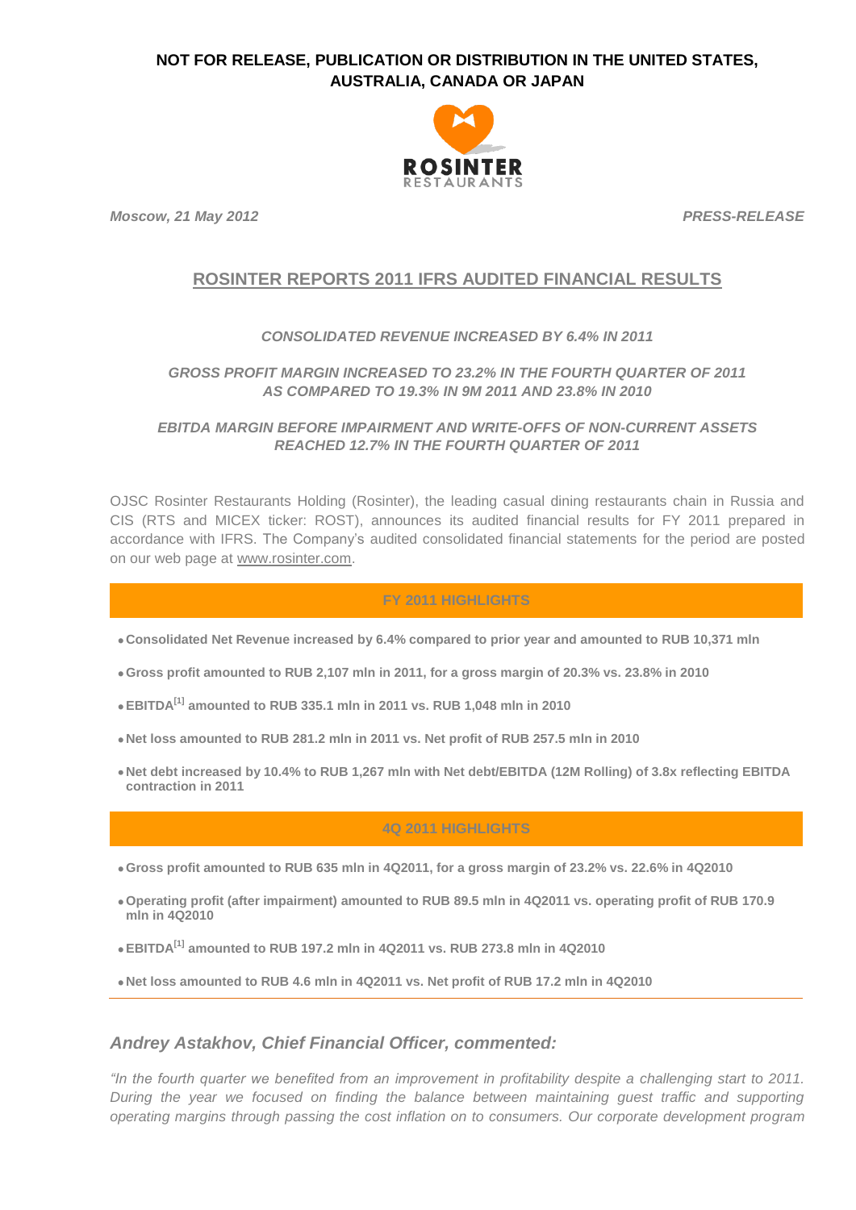**NOT FOR RELEASE, PUBLICATION OR DISTRIBUTION IN THE UNITED STATES, AUSTRALIA, CANADA OR JAPAN**

ROSINTER RESTAURANTS

*Moscow, 21 May 2012* *PRESS-RELEASE*

# ROSINTER REPORTS 2011 IFRS AUDITED FINANCIAL RESULTS

***CONSOLIDATED REVENUE INCREASED BY 6.4% IN 2011***

***GROSS PROFIT MARGIN INCREASED TO 23.2% IN THE FOURTH QUARTER OF 2011 AS COMPARED TO 19.3% IN 9M 2011 AND 23.8% IN 2010***

***EBITDA MARGIN BEFORE IMPAIRMENT AND WRITE-OFFS OF NON-CURRENT ASSETS REACHED 12.7% IN THE FOURTH QUARTER OF 2011***

OJSC Rosinter Restaurants Holding (Rosinter), the leading casual dining restaurants chain in Russia and CIS (RTS and MICEX ticker: ROST), announces its audited financial results for FY 2011 prepared in accordance with IFRS. The Company's audited consolidated financial statements for the period are posted on our web page at www.rosinter.com.

## FY 2011 HIGHLIGHTS

- **Consolidated Net Revenue increased by 6.4% compared to prior year and amounted to RUB 10,371 mln**
- **Gross profit amounted to RUB 2,107 mln in 2011, for a gross margin of 20.3% vs. 23.8% in 2010**
- **EBITDA[1] amounted to RUB 335.1 mln in 2011 vs. RUB 1,048 mln in 2010**
- **Net loss amounted to RUB 281.2 mln in 2011 vs. Net profit of RUB 257.5 mln in 2010**
- **Net debt increased by 10.4% to RUB 1,267 mln with Net debt/EBITDA (12M Rolling) of 3.8x reflecting EBITDA contraction in 2011**

## 4Q 2011 HIGHLIGHTS

- **Gross profit amounted to RUB 635 mln in 4Q2011, for a gross margin of 23.2% vs. 22.6% in 4Q2010**
- **Operating profit (after impairment) amounted to RUB 89.5 mln in 4Q2011 vs. operating profit of RUB 170.9 mln in 4Q2010**
- **EBITDA[1] amounted to RUB 197.2 mln in 4Q2011 vs. RUB 273.8 mln in 4Q2010**
- **Net loss amounted to RUB 4.6 mln in 4Q2011 vs. Net profit of RUB 17.2 mln in 4Q2010**

### *Andrey Astakhov, Chief Financial Officer, commented:*

*"In the fourth quarter we benefited from an improvement in profitability despite a challenging start to 2011. During the year we focused on finding the balance between maintaining guest traffic and supporting operating margins through passing the cost inflation on to consumers. Our corporate development program*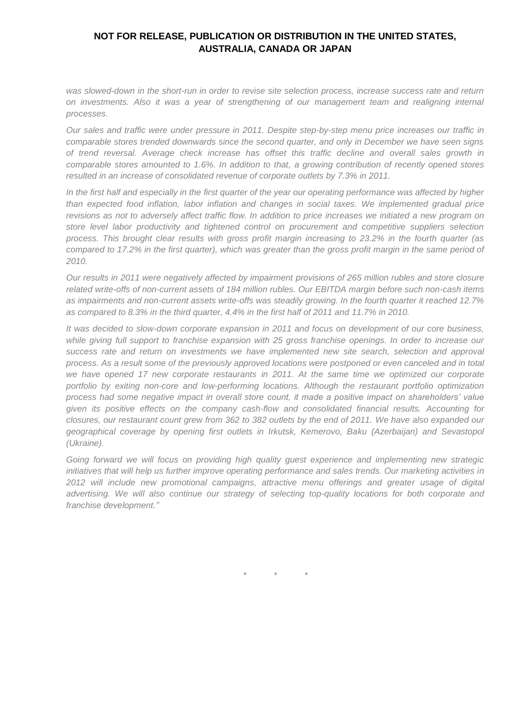**NOT FOR RELEASE, PUBLICATION OR DISTRIBUTION IN THE UNITED STATES, AUSTRALIA, CANADA OR JAPAN**

*was slowed-down in the short-run in order to revise site selection process, increase success rate and return on investments. Also it was a year of strengthening of our management team and realigning internal processes.*

*Our sales and traffic were under pressure in 2011. Despite step-by-step menu price increases our traffic in comparable stores trended downwards since the second quarter, and only in December we have seen signs of trend reversal. Average check increase has offset this traffic decline and overall sales growth in comparable stores amounted to 1.6%. In addition to that, a growing contribution of recently opened stores resulted in an increase of consolidated revenue of corporate outlets by 7.3% in 2011.*

*In the first half and especially in the first quarter of the year our operating performance was affected by higher than expected food inflation, labor inflation and changes in social taxes. We implemented gradual price revisions as not to adversely affect traffic flow. In addition to price increases we initiated a new program on store level labor productivity and tightened control on procurement and competitive suppliers selection process. This brought clear results with gross profit margin increasing to 23.2% in the fourth quarter (as compared to 17.2% in the first quarter), which was greater than the gross profit margin in the same period of 2010.*

*Our results in 2011 were negatively affected by impairment provisions of 265 million rubles and store closure related write-offs of non-current assets of 184 million rubles. Our EBITDA margin before such non-cash items as impairments and non-current assets write-offs was steadily growing. In the fourth quarter it reached 12.7% as compared to 8.3% in the third quarter, 4.4% in the first half of 2011 and 11.7% in 2010.*

*It was decided to slow-down corporate expansion in 2011 and focus on development of our core business, while giving full support to franchise expansion with 25 gross franchise openings. In order to increase our success rate and return on investments we have implemented new site search, selection and approval process. As a result some of the previously approved locations were postponed or even canceled and in total we have opened 17 new corporate restaurants in 2011. At the same time we optimized our corporate portfolio by exiting non-core and low-performing locations. Although the restaurant portfolio optimization process had some negative impact in overall store count, it made a positive impact on shareholders' value given its positive effects on the company cash-flow and consolidated financial results. Accounting for closures, our restaurant count grew from 362 to 382 outlets by the end of 2011. We have also expanded our geographical coverage by opening first outlets in Irkutsk, Kemerovo, Baku (Azerbaijan) and Sevastopol (Ukraine).*

*Going forward we will focus on providing high quality guest experience and implementing new strategic initiatives that will help us further improve operating performance and sales trends. Our marketing activities in 2012 will include new promotional campaigns, attractive menu offerings and greater usage of digital advertising. We will also continue our strategy of selecting top-quality locations for both corporate and franchise development."*

\* \* \*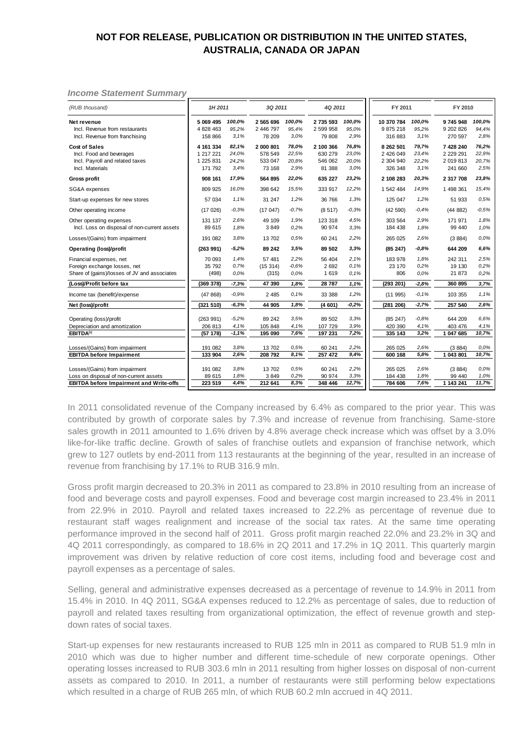## NOT FOR RELEASE, PUBLICATION OR DISTRIBUTION IN THE UNITED STATES, AUSTRALIA, CANADA OR JAPAN

***Income Statement Summary***

| *(RUB thousand)* | 1H 2011 | | 3Q 2011 | | 4Q 2011 | | FY 2011 | | FY 2010 | |
|---|---|---|---|---|---|---|---|---|---|---|
| **Net revenue** | **5 069 495** | ***100,0%*** | **2 565 696** | ***100,0%*** | **2 735 593** | ***100,0%*** | **10 370 784** | ***100,0%*** | **9 745 948** | ***100,0%*** |
| Incl. Revenue from restaurants | 4 828 463 | *95,2%* | 2 446 797 | *95,4%* | 2 599 958 | *95,0%* | 9 875 218 | *95,2%* | 9 202 826 | *94,4%* |
| Incl. Revenue from franchising | 158 866 | *3,1%* | 78 209 | *3,0%* | 79 808 | *2,9%* | 316 883 | *3,1%* | 270 597 | *2,8%* |
| **Cost of Sales** | **4 161 334** | ***82,1%*** | **2 000 801** | ***78,0%*** | **2 100 366** | ***76,8%*** | **8 262 501** | ***79,7%*** | **7 428 240** | ***76,2%*** |
| Incl. Food and beverages | 1 217 221 | *24,0%* | 578 549 | *22,5%* | 630 279 | *23,0%* | 2 426 049 | *23,4%* | 2 229 291 | *22,9%* |
| Incl. Payroll and related taxes | 1 225 831 | *24,2%* | 533 047 | *20,8%* | 546 062 | *20,0%* | 2 304 940 | *22,2%* | 2 019 813 | *20,7%* |
| Incl. Materials | 171 792 | *3,4%* | 73 168 | *2,9%* | 81 388 | *3,0%* | 326 348 | *3,1%* | 241 660 | *2,5%* |
| **Gross profit** | **908 161** | ***17,9%*** | **564 895** | ***22,0%*** | **635 227** | ***23,2%*** | **2 108 283** | ***20,3%*** | **2 317 708** | ***23,8%*** |
| SG&A expenses | 809 925 | *16,0%* | 398 642 | *15,5%* | 333 917 | *12,2%* | 1 542 484 | *14,9%* | 1 498 361 | *15,4%* |
| Start-up expenses for new stores | 57 034 | *1,1%* | 31 247 | *1,2%* | 36 766 | *1,3%* | 125 047 | *1,2%* | 51 933 | *0,5%* |
| Other operating income | (17 026) | *-0,3%* | (17 047) | *-0,7%* | (8 517) | *-0,3%* | (42 590) | *-0,4%* | (44 882) | *-0,5%* |
| Other operating expenses | 131 137 | *2,6%* | 49 109 | *1,9%* | 123 318 | *4,5%* | 303 564 | *2,9%* | 171 971 | *1,8%* |
| Incl. Loss on disposal of non-current assets | 89 615 | *1,8%* | 3 849 | *0,2%* | 90 974 | *3,3%* | 184 438 | *1,8%* | 99 440 | *1,0%* |
| Losses/(Gains) from impairment | 191 082 | *3,8%* | 13 702 | *0,5%* | 60 241 | *2,2%* | 265 025 | *2,6%* | (3 884) | *0,0%* |
| **Operating (loss)/profit** | **(263 991)** | ***-5,2%*** | **89 242** | ***3,5%*** | **89 502** | ***3,3%*** | **(85 247)** | ***-0,8%*** | **644 209** | ***6,6%*** |
| Financial expenses, net | 70 093 | *1,4%* | 57 481 | *2,2%* | 56 404 | *2,1%* | 183 978 | *1,8%* | 242 311 | *2,5%* |
| Foreign exchange losses, net | 35 792 | *0,7%* | (15 314) | *-0,6%* | 2 692 | *0,1%* | 23 170 | *0,2%* | 19 130 | *0,2%* |
| Share of (gains)/losses of JV and associates | (498) | *0,0%* | (315) | *0,0%* | 1 619 | *0,1%* | 806 | *0,0%* | 21 873 | *0,2%* |
| **(Loss)/Profit before tax** | **(369 378)** | ***-7,3%*** | **47 390** | ***1,8%*** | **28 787** | ***1,1%*** | **(293 201)** | ***-2,8%*** | **360 895** | ***3,7%*** |
| Income tax (benefit)/expense | (47 868) | *-0,9%* | 2 485 | *0,1%* | 33 388 | *1,2%* | (11 995) | *-0,1%* | 103 355 | *1,1%* |
| **Net (loss)/profit** | **(321 510)** | ***-6,3%*** | **44 905** | ***1,8%*** | **(4 601)** | ***-0,2%*** | **(281 206)** | ***-2,7%*** | **257 540** | ***2,6%*** |
| Operating (loss)/profit | (263 991) | *-5,2%* | 89 242 | *3,5%* | 89 502 | *3,3%* | (85 247) | *-0,8%* | 644 209 | *6,6%* |
| Depreciation and amortization | 206 813 | *4,1%* | 105 848 | *4,1%* | 107 729 | *3,9%* | 420 390 | *4,1%* | 403 476 | *4,1%* |
| **EBITDA[1]** | **(57 178)** | ***-1,1%*** | **195 090** | ***7,6%*** | **197 231** | ***7,2%*** | **335 143** | ***3,2%*** | **1 047 685** | ***10,7%*** |
| Losses/(Gains) from impairment | 191 082 | *3,8%* | 13 702 | *0,5%* | 60 241 | *2,2%* | 265 025 | *2,6%* | (3 884) | *0,0%* |
| **EBITDA before Impairment** | **133 904** | ***2,6%*** | **208 792** | ***8,1%*** | **257 472** | ***9,4%*** | **600 168** | ***5,8%*** | **1 043 801** | ***10,7%*** |
| Losses/(Gains) from impairment | 191 082 | *3,8%* | 13 702 | *0,5%* | 60 241 | *2,2%* | 265 025 | *2,6%* | (3 884) | *0,0%* |
| Loss on disposal of non-current assets | 89 615 | *1,8%* | 3 849 | *0,2%* | 90 974 | *3,3%* | 184 438 | *1,8%* | 99 440 | *1,0%* |
| **EBITDA before Impairment and Write-offs** | **223 519** | ***4,4%*** | **212 641** | ***8,3%*** | **348 446** | ***12,7%*** | **784 606** | ***7,6%*** | **1 143 241** | ***11,7%*** |

In 2011 consolidated revenue of the Company increased by 6.4% as compared to the prior year. This was contributed by growth of corporate sales by 7.3% and increase of revenue from franchising. Same-store sales growth in 2011 amounted to 1.6% driven by 4.8% average check increase which was offset by a 3.0% like-for-like traffic decline. Growth of sales of franchise outlets and expansion of franchise network, which grew to 127 outlets by end-2011 from 113 restaurants at the beginning of the year, resulted in an increase of revenue from franchising by 17.1% to RUB 316.9 mln.

Gross profit margin decreased to 20.3% in 2011 as compared to 23.8% in 2010 resulting from an increase of food and beverage costs and payroll expenses. Food and beverage cost margin increased to 23.4% in 2011 from 22.9% in 2010. Payroll and related taxes increased to 22.2% as percentage of revenue due to restaurant staff wages realignment and increase of the social tax rates. At the same time operating performance improved in the second half of 2011. Gross profit margin reached 22.0% and 23.2% in 3Q and 4Q 2011 correspondingly, as compared to 18.6% in 2Q 2011 and 17.2% in 1Q 2011. This quarterly margin improvement was driven by relative reduction of core cost items, including food and beverage cost and payroll expenses as a percentage of sales.

Selling, general and administrative expenses decreased as a percentage of revenue to 14.9% in 2011 from 15.4% in 2010. In 4Q 2011, SG&A expenses reduced to 12.2% as percentage of sales, due to reduction of payroll and related taxes resulting from organizational optimization, the effect of revenue growth and step-down rates of social taxes.

Start-up expenses for new restaurants increased to RUB 125 mln in 2011 as compared to RUB 51.9 mln in 2010 which was due to higher number and different time-schedule of new corporate openings. Other operating losses increased to RUB 303.6 mln in 2011 resulting from higher losses on disposal of non-current assets as compared to 2010. In 2011, a number of restaurants were still performing below expectations which resulted in a charge of RUB 265 mln, of which RUB 60.2 mln accrued in 4Q 2011.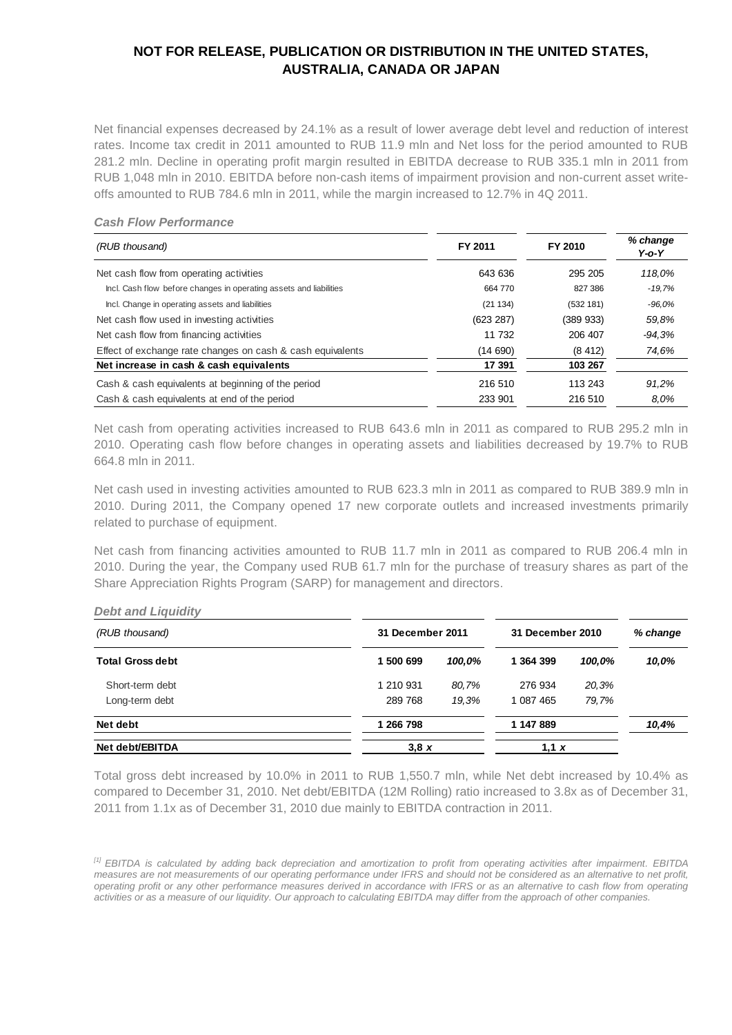**NOT FOR RELEASE, PUBLICATION OR DISTRIBUTION IN THE UNITED STATES, AUSTRALIA, CANADA OR JAPAN**

Net financial expenses decreased by 24.1% as a result of lower average debt level and reduction of interest rates. Income tax credit in 2011 amounted to RUB 11.9 mln and Net loss for the period amounted to RUB 281.2 mln. Decline in operating profit margin resulted in EBITDA decrease to RUB 335.1 mln in 2011 from RUB 1,048 mln in 2010. EBITDA before non-cash items of impairment provision and non-current asset write-offs amounted to RUB 784.6 mln in 2011, while the margin increased to 12.7% in 4Q 2011.

***Cash Flow Performance***

| *(RUB thousand)* | **FY 2011** | **FY 2010** | ***% change Y-o-Y*** |
|---|---|---|---|
| Net cash flow from operating activities | 643 636 | 295 205 | *118,0%* |
| Incl. Cash flow before changes in operating assets and liabilities | 664 770 | 827 386 | *-19,7%* |
| Incl. Change in operating assets and liabilities | (21 134) | (532 181) | *-96,0%* |
| Net cash flow used in investing activities | (623 287) | (389 933) | *59,8%* |
| Net cash flow from financing activities | 11 732 | 206 407 | *-94,3%* |
| Effect of exchange rate changes on cash & cash equivalents | (14 690) | (8 412) | *74,6%* |
| **Net increase in cash & cash equivalents** | **17 391** | **103 267** | |
| Cash & cash equivalents at beginning of the period | 216 510 | 113 243 | *91,2%* |
| Cash & cash equivalents at end of the period | 233 901 | 216 510 | *8,0%* |

Net cash from operating activities increased to RUB 643.6 mln in 2011 as compared to RUB 295.2 mln in 2010. Operating cash flow before changes in operating assets and liabilities decreased by 19.7% to RUB 664.8 mln in 2011.

Net cash used in investing activities amounted to RUB 623.3 mln in 2011 as compared to RUB 389.9 mln in 2010. During 2011, the Company opened 17 new corporate outlets and increased investments primarily related to purchase of equipment.

Net cash from financing activities amounted to RUB 11.7 mln in 2011 as compared to RUB 206.4 mln in 2010. During the year, the Company used RUB 61.7 mln for the purchase of treasury shares as part of the Share Appreciation Rights Program (SARP) for management and directors.

***Debt and Liquidity***

| *(RUB thousand)* | **31 December 2011** | | **31 December 2010** | | ***% change*** |
|---|---|---|---|---|---|
| **Total Gross debt** | **1 500 699** | ***100,0%*** | **1 364 399** | ***100,0%*** | ***10,0%*** |
| Short-term debt | 1 210 931 | *80,7%* | 276 934 | *20,3%* | |
| Long-term debt | 289 768 | *19,3%* | 1 087 465 | *79,7%* | |
| **Net debt** | **1 266 798** | | **1 147 889** | | ***10,4%*** |
| **Net debt/EBITDA** | **3,8 *x*** | | **1,1 *x*** | | |

Total gross debt increased by 10.0% in 2011 to RUB 1,550.7 mln, while Net debt increased by 10.4% as compared to December 31, 2010. Net debt/EBITDA (12M Rolling) ratio increased to 3.8x as of December 31, 2011 from 1.1x as of December 31, 2010 due mainly to EBITDA contraction in 2011.

*[1] EBITDA is calculated by adding back depreciation and amortization to profit from operating activities after impairment. EBITDA measures are not measurements of our operating performance under IFRS and should not be considered as an alternative to net profit, operating profit or any other performance measures derived in accordance with IFRS or as an alternative to cash flow from operating activities or as a measure of our liquidity. Our approach to calculating EBITDA may differ from the approach of other companies.*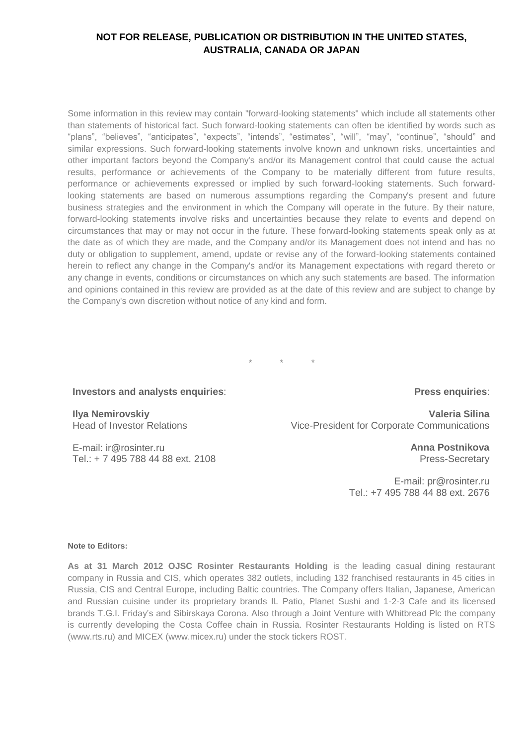**NOT FOR RELEASE, PUBLICATION OR DISTRIBUTION IN THE UNITED STATES, AUSTRALIA, CANADA OR JAPAN**

Some information in this review may contain "forward-looking statements" which include all statements other than statements of historical fact. Such forward-looking statements can often be identified by words such as “plans”, “believes”, “anticipates”, “expects”, “intends”, “estimates”, “will”, “may”, “continue”, “should” and similar expressions. Such forward-looking statements involve known and unknown risks, uncertainties and other important factors beyond the Company's and/or its Management control that could cause the actual results, performance or achievements of the Company to be materially different from future results, performance or achievements expressed or implied by such forward-looking statements. Such forward-looking statements are based on numerous assumptions regarding the Company's present and future business strategies and the environment in which the Company will operate in the future. By their nature, forward-looking statements involve risks and uncertainties because they relate to events and depend on circumstances that may or may not occur in the future. These forward-looking statements speak only as at the date as of which they are made, and the Company and/or its Management does not intend and has no duty or obligation to supplement, amend, update or revise any of the forward-looking statements contained herein to reflect any change in the Company's and/or its Management expectations with regard thereto or any change in events, conditions or circumstances on which any such statements are based. The information and opinions contained in this review are provided as at the date of this review and are subject to change by the Company's own discretion without notice of any kind and form.

\* \* \*

**Investors and analysts enquiries**:

**Ilya Nemirovskiy**
Head of Investor Relations

E-mail: ir@rosinter.ru
Tel.: + 7 495 788 44 88 ext. 2108

**Press enquiries**:

**Valeria Silina**
Vice-President for Corporate Communications

**Anna Postnikova**
Press-Secretary

E-mail: pr@rosinter.ru
Tel.: +7 495 788 44 88 ext. 2676

**Note to Editors:**

**As at 31 March 2012 OJSC Rosinter Restaurants Holding** is the leading casual dining restaurant company in Russia and CIS, which operates 382 outlets, including 132 franchised restaurants in 45 cities in Russia, CIS and Central Europe, including Baltic countries. The Company offers Italian, Japanese, American and Russian cuisine under its proprietary brands IL Patio, Planet Sushi and 1-2-3 Cafe and its licensed brands T.G.I. Friday’s and Sibirskaya Corona. Also through a Joint Venture with Whitbread Plc the company is currently developing the Costa Coffee chain in Russia. Rosinter Restaurants Holding is listed on RTS (www.rts.ru) and MICEX (www.micex.ru) under the stock tickers ROST.